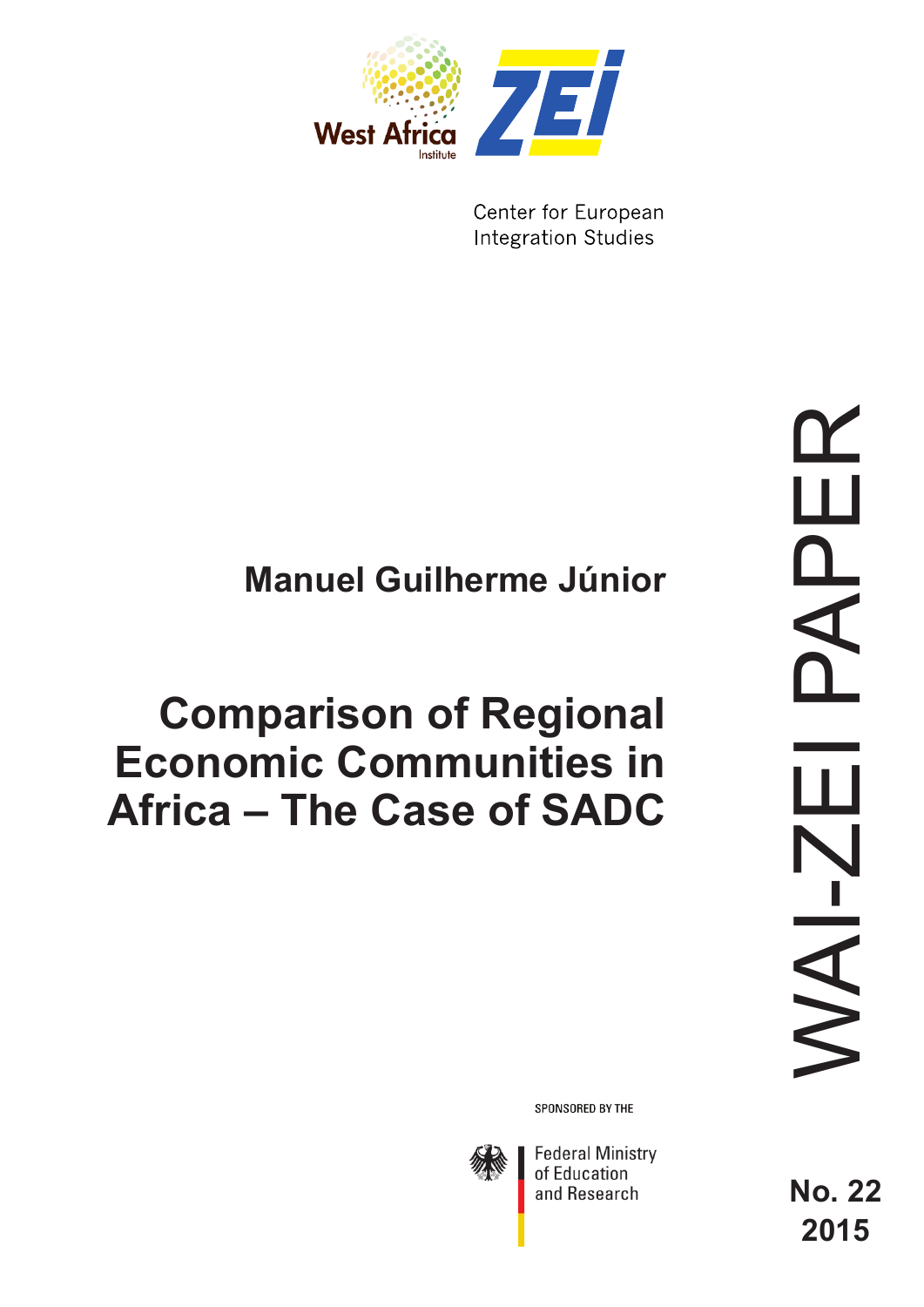West Africa Institute

ZEI

Center for European Integration Studies

# Manuel Guilherme Júnior

# Comparison of Regional Economic Communities in Africa – The Case of SADC

WAI-ZEI PAPER

SPONSORED BY THE

Federal Ministry of Education and Research

No. 22
2015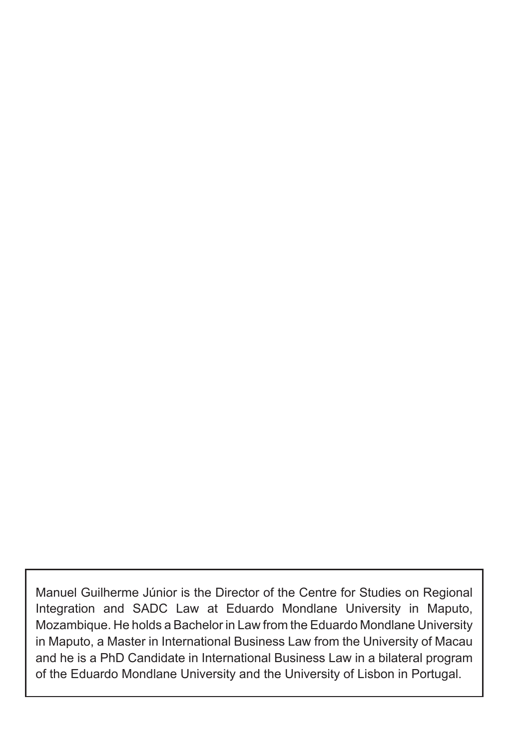Manuel Guilherme Júnior is the Director of the Centre for Studies on Regional Integration and SADC Law at Eduardo Mondlane University in Maputo, Mozambique. He holds a Bachelor in Law from the Eduardo Mondlane University in Maputo, a Master in International Business Law from the University of Macau and he is a PhD Candidate in International Business Law in a bilateral program of the Eduardo Mondlane University and the University of Lisbon in Portugal.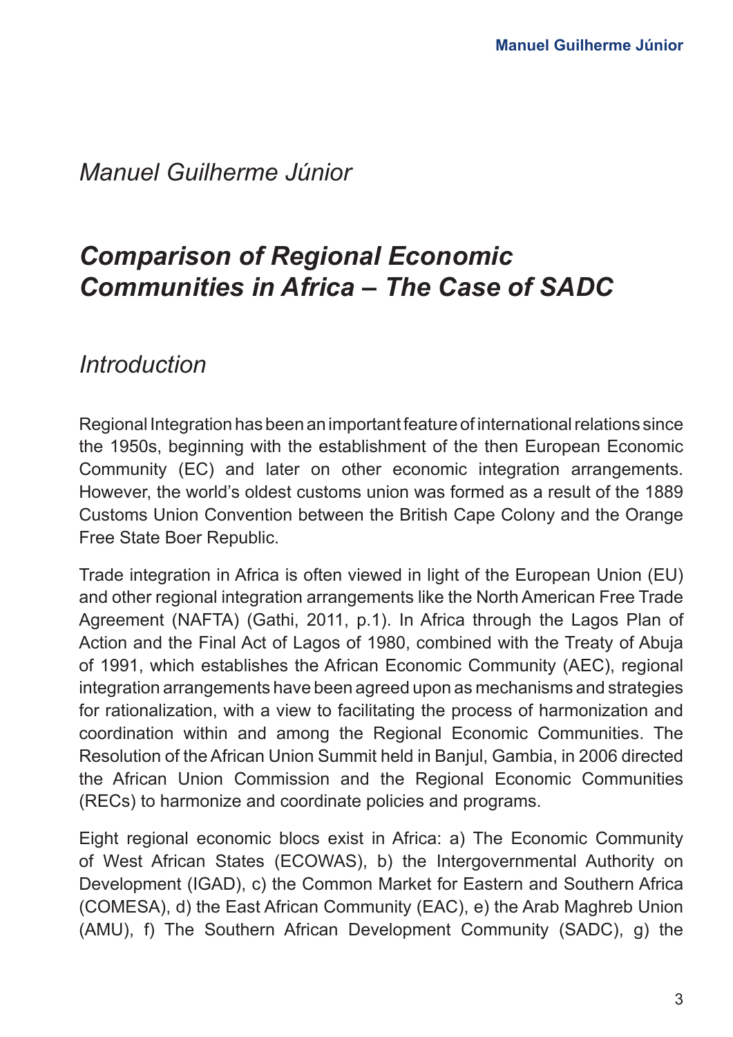*Manuel Guilherme Júnior*

# *Comparison of Regional Economic Communities in Africa – The Case of SADC*

## *Introduction*

Regional Integration has been an important feature of international relations since the 1950s, beginning with the establishment of the then European Economic Community (EC) and later on other economic integration arrangements. However, the world's oldest customs union was formed as a result of the 1889 Customs Union Convention between the British Cape Colony and the Orange Free State Boer Republic.

Trade integration in Africa is often viewed in light of the European Union (EU) and other regional integration arrangements like the North American Free Trade Agreement (NAFTA) (Gathi, 2011, p.1). In Africa through the Lagos Plan of Action and the Final Act of Lagos of 1980, combined with the Treaty of Abuja of 1991, which establishes the African Economic Community (AEC), regional integration arrangements have been agreed upon as mechanisms and strategies for rationalization, with a view to facilitating the process of harmonization and coordination within and among the Regional Economic Communities. The Resolution of the African Union Summit held in Banjul, Gambia, in 2006 directed the African Union Commission and the Regional Economic Communities (RECs) to harmonize and coordinate policies and programs.

Eight regional economic blocs exist in Africa: a) The Economic Community of West African States (ECOWAS), b) the Intergovernmental Authority on Development (IGAD), c) the Common Market for Eastern and Southern Africa (COMESA), d) the East African Community (EAC), e) the Arab Maghreb Union (AMU), f) The Southern African Development Community (SADC), g) the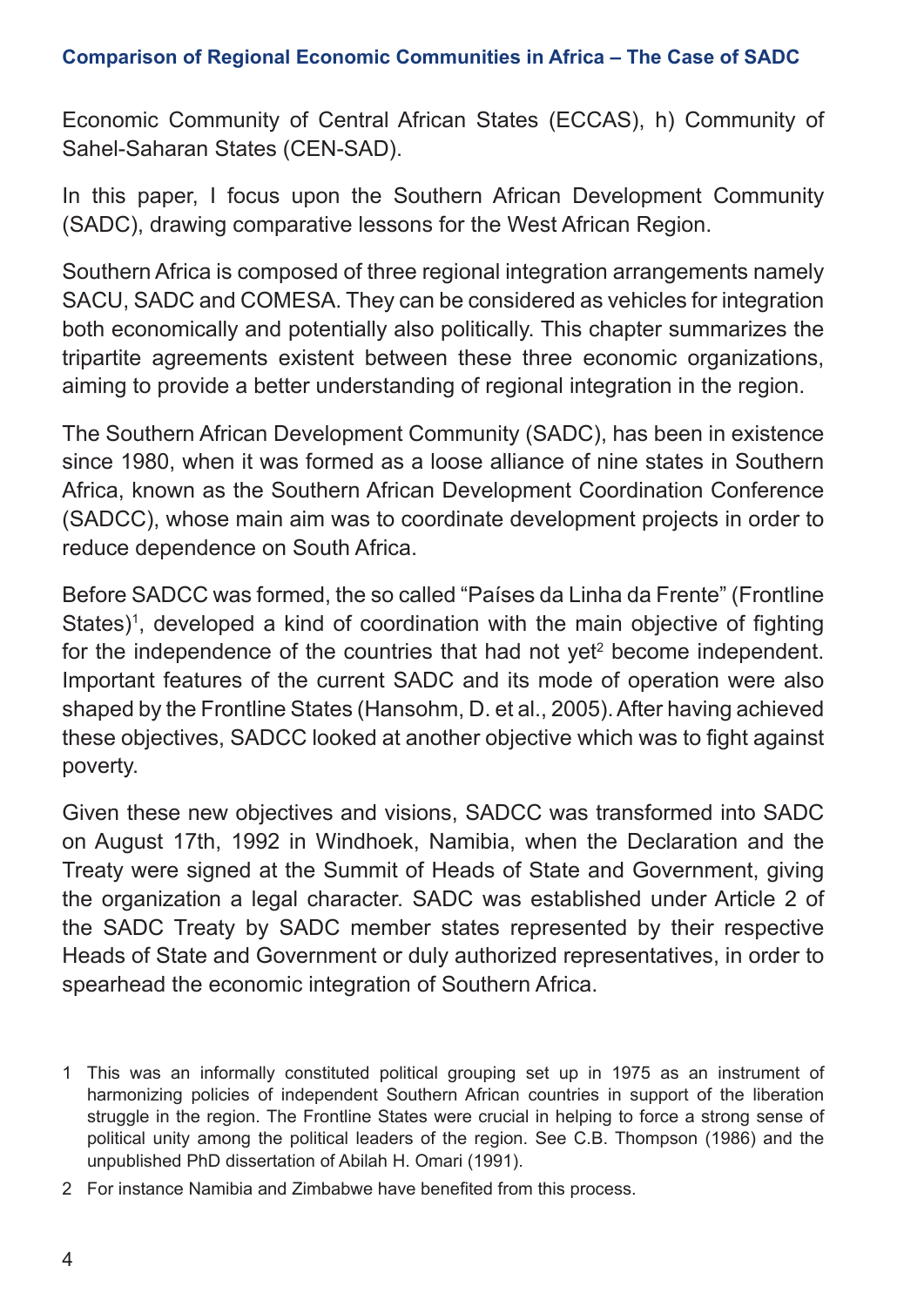Economic Community of Central African States (ECCAS), h) Community of Sahel-Saharan States (CEN-SAD).

In this paper, I focus upon the Southern African Development Community (SADC), drawing comparative lessons for the West African Region.

Southern Africa is composed of three regional integration arrangements namely SACU, SADC and COMESA. They can be considered as vehicles for integration both economically and potentially also politically. This chapter summarizes the tripartite agreements existent between these three economic organizations, aiming to provide a better understanding of regional integration in the region.

The Southern African Development Community (SADC), has been in existence since 1980, when it was formed as a loose alliance of nine states in Southern Africa, known as the Southern African Development Coordination Conference (SADCC), whose main aim was to coordinate development projects in order to reduce dependence on South Africa.

Before SADCC was formed, the so called "Países da Linha da Frente" (Frontline States)[1], developed a kind of coordination with the main objective of fighting for the independence of the countries that had not yet[2] become independent. Important features of the current SADC and its mode of operation were also shaped by the Frontline States (Hansohm, D. et al., 2005). After having achieved these objectives, SADCC looked at another objective which was to fight against poverty.

Given these new objectives and visions, SADCC was transformed into SADC on August 17th, 1992 in Windhoek, Namibia, when the Declaration and the Treaty were signed at the Summit of Heads of State and Government, giving the organization a legal character. SADC was established under Article 2 of the SADC Treaty by SADC member states represented by their respective Heads of State and Government or duly authorized representatives, in order to spearhead the economic integration of Southern Africa.

1 This was an informally constituted political grouping set up in 1975 as an instrument of harmonizing policies of independent Southern African countries in support of the liberation struggle in the region. The Frontline States were crucial in helping to force a strong sense of political unity among the political leaders of the region. See C.B. Thompson (1986) and the unpublished PhD dissertation of Abilah H. Omari (1991).

2 For instance Namibia and Zimbabwe have benefited from this process.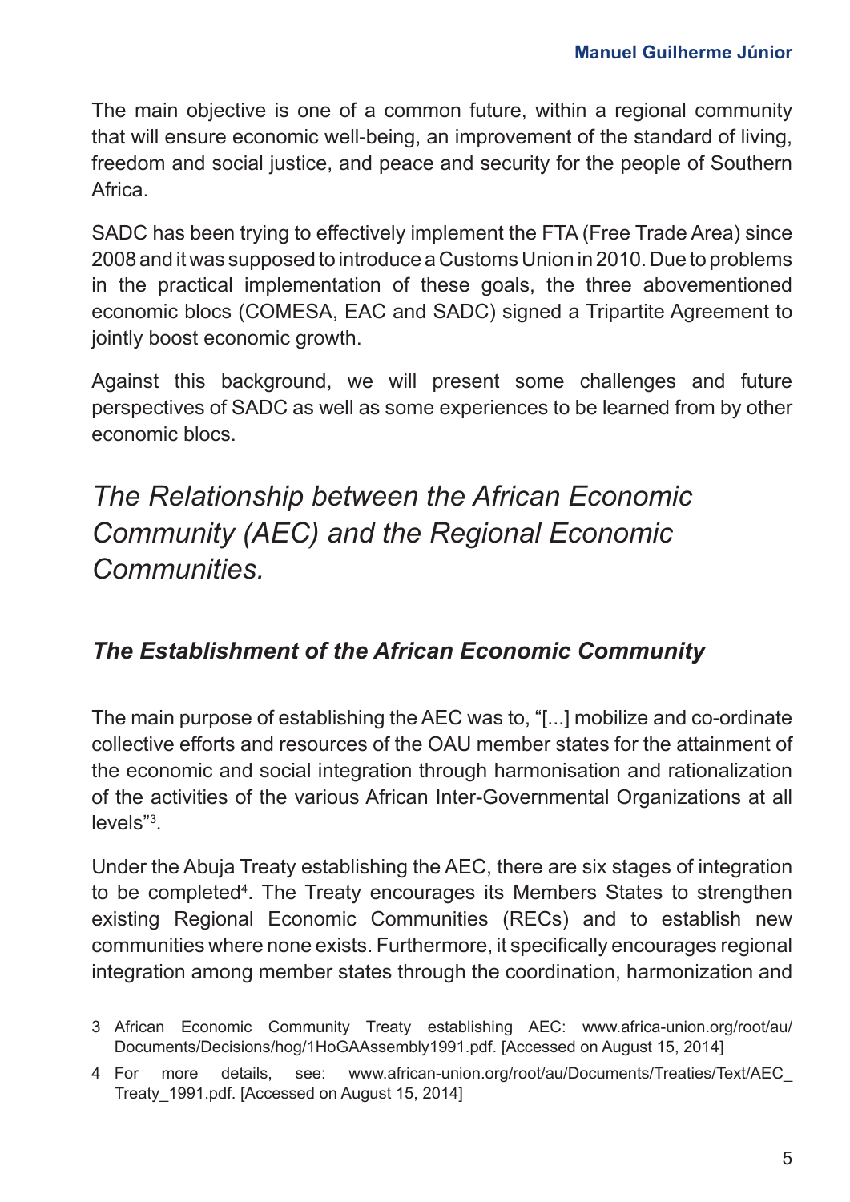The main objective is one of a common future, within a regional community that will ensure economic well-being, an improvement of the standard of living, freedom and social justice, and peace and security for the people of Southern Africa.

SADC has been trying to effectively implement the FTA (Free Trade Area) since 2008 and it was supposed to introduce a Customs Union in 2010. Due to problems in the practical implementation of these goals, the three abovementioned economic blocs (COMESA, EAC and SADC) signed a Tripartite Agreement to jointly boost economic growth.

Against this background, we will present some challenges and future perspectives of SADC as well as some experiences to be learned from by other economic blocs.

## *The Relationship between the African Economic Community (AEC) and the Regional Economic Communities.*

### ***The Establishment of the African Economic Community***

The main purpose of establishing the AEC was to, "[...] mobilize and co-ordinate collective efforts and resources of the OAU member states for the attainment of the economic and social integration through harmonisation and rationalization of the activities of the various African Inter-Governmental Organizations at all levels"[3].

Under the Abuja Treaty establishing the AEC, there are six stages of integration to be completed[4]. The Treaty encourages its Members States to strengthen existing Regional Economic Communities (RECs) and to establish new communities where none exists. Furthermore, it specifically encourages regional integration among member states through the coordination, harmonization and

3 African Economic Community Treaty establishing AEC: www.africa-union.org/root/au/Documents/Decisions/hog/1HoGAAssembly1991.pdf. [Accessed on August 15, 2014]

4 For more details, see: www.african-union.org/root/au/Documents/Treaties/Text/AEC_Treaty_1991.pdf. [Accessed on August 15, 2014]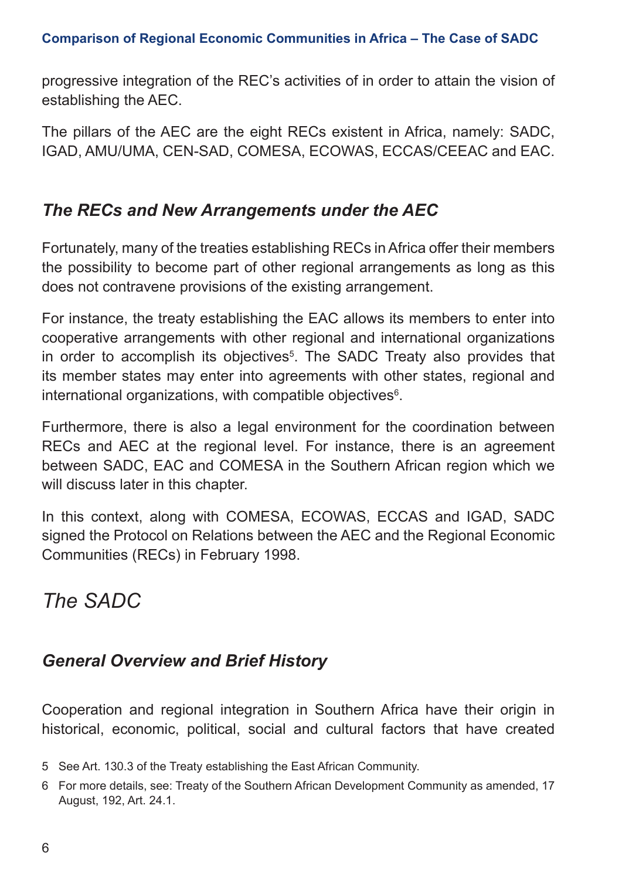progressive integration of the REC's activities of in order to attain the vision of establishing the AEC.

The pillars of the AEC are the eight RECs existent in Africa, namely: SADC, IGAD, AMU/UMA, CEN-SAD, COMESA, ECOWAS, ECCAS/CEEAC and EAC.

### *The RECs and New Arrangements under the AEC*

Fortunately, many of the treaties establishing RECs in Africa offer their members the possibility to become part of other regional arrangements as long as this does not contravene provisions of the existing arrangement.

For instance, the treaty establishing the EAC allows its members to enter into cooperative arrangements with other regional and international organizations in order to accomplish its objectives[5]. The SADC Treaty also provides that its member states may enter into agreements with other states, regional and international organizations, with compatible objectives[6].

Furthermore, there is also a legal environment for the coordination between RECs and AEC at the regional level. For instance, there is an agreement between SADC, EAC and COMESA in the Southern African region which we will discuss later in this chapter.

In this context, along with COMESA, ECOWAS, ECCAS and IGAD, SADC signed the Protocol on Relations between the AEC and the Regional Economic Communities (RECs) in February 1998.

## *The SADC*

### *General Overview and Brief History*

Cooperation and regional integration in Southern Africa have their origin in historical, economic, political, social and cultural factors that have created

5 See Art. 130.3 of the Treaty establishing the East African Community.

6 For more details, see: Treaty of the Southern African Development Community as amended, 17 August, 192, Art. 24.1.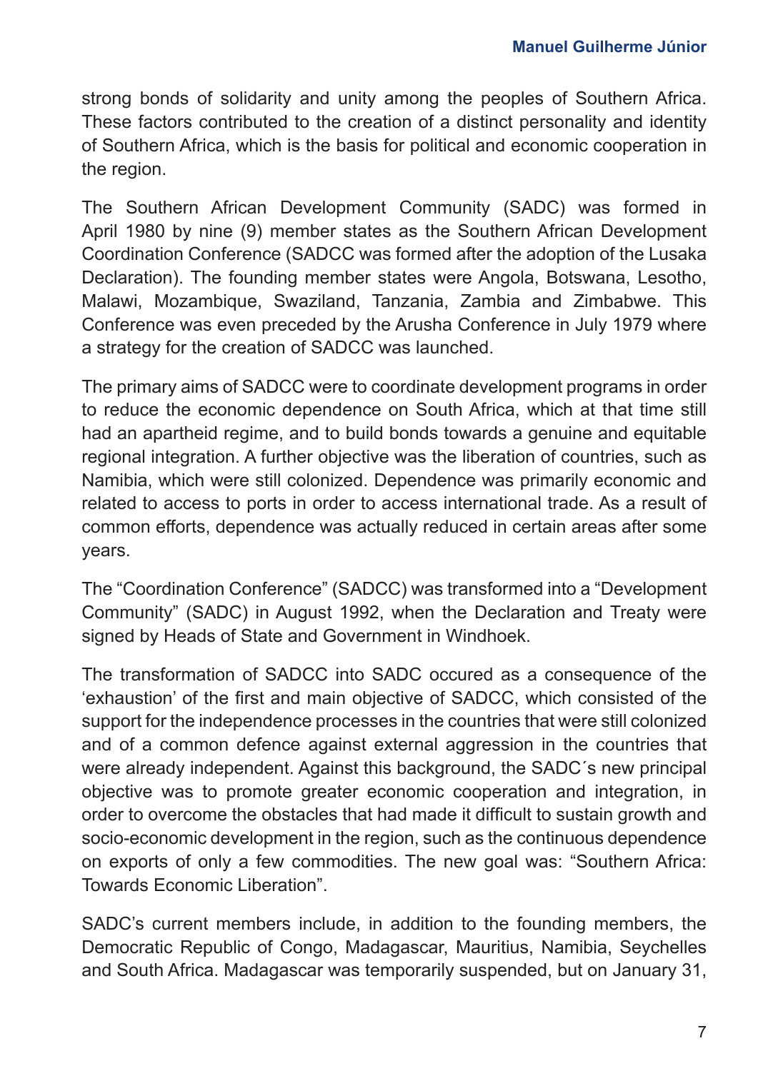strong bonds of solidarity and unity among the peoples of Southern Africa. These factors contributed to the creation of a distinct personality and identity of Southern Africa, which is the basis for political and economic cooperation in the region.

The Southern African Development Community (SADC) was formed in April 1980 by nine (9) member states as the Southern African Development Coordination Conference (SADCC was formed after the adoption of the Lusaka Declaration). The founding member states were Angola, Botswana, Lesotho, Malawi, Mozambique, Swaziland, Tanzania, Zambia and Zimbabwe. This Conference was even preceded by the Arusha Conference in July 1979 where a strategy for the creation of SADCC was launched.

The primary aims of SADCC were to coordinate development programs in order to reduce the economic dependence on South Africa, which at that time still had an apartheid regime, and to build bonds towards a genuine and equitable regional integration. A further objective was the liberation of countries, such as Namibia, which were still colonized. Dependence was primarily economic and related to access to ports in order to access international trade. As a result of common efforts, dependence was actually reduced in certain areas after some years.

The "Coordination Conference" (SADCC) was transformed into a "Development Community" (SADC) in August 1992, when the Declaration and Treaty were signed by Heads of State and Government in Windhoek.

The transformation of SADCC into SADC occured as a consequence of the 'exhaustion' of the first and main objective of SADCC, which consisted of the support for the independence processes in the countries that were still colonized and of a common defence against external aggression in the countries that were already independent. Against this background, the SADC´s new principal objective was to promote greater economic cooperation and integration, in order to overcome the obstacles that had made it difficult to sustain growth and socio-economic development in the region, such as the continuous dependence on exports of only a few commodities. The new goal was: "Southern Africa: Towards Economic Liberation".

SADC's current members include, in addition to the founding members, the Democratic Republic of Congo, Madagascar, Mauritius, Namibia, Seychelles and South Africa. Madagascar was temporarily suspended, but on January 31,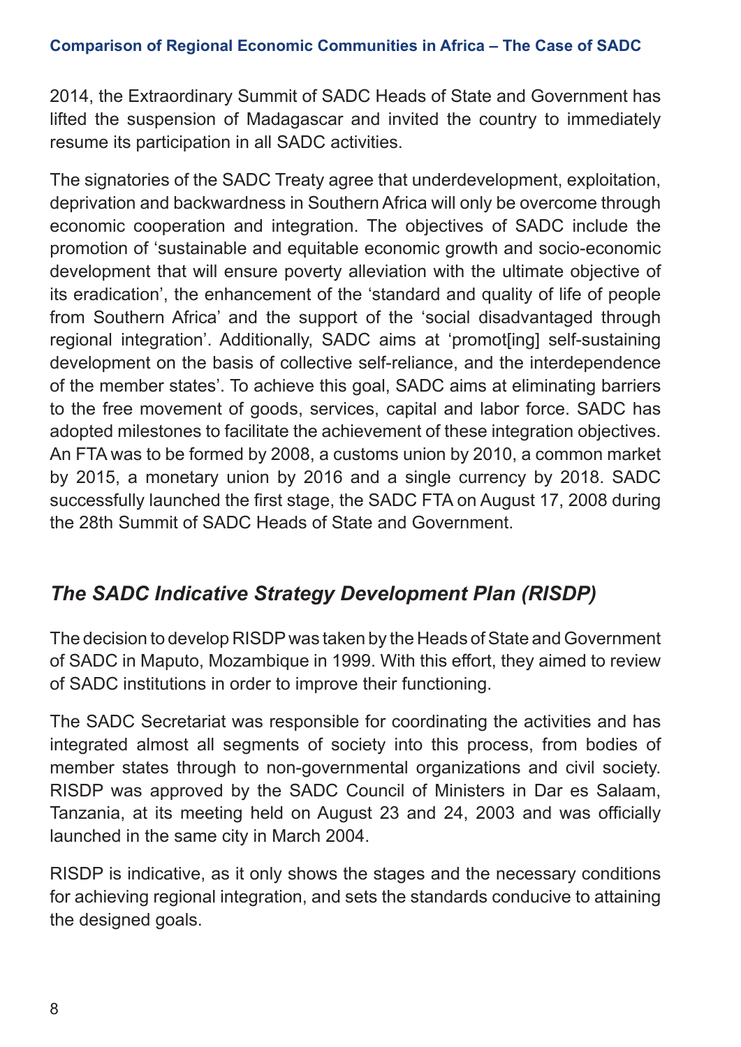2014, the Extraordinary Summit of SADC Heads of State and Government has lifted the suspension of Madagascar and invited the country to immediately resume its participation in all SADC activities.

The signatories of the SADC Treaty agree that underdevelopment, exploitation, deprivation and backwardness in Southern Africa will only be overcome through economic cooperation and integration. The objectives of SADC include the promotion of 'sustainable and equitable economic growth and socio-economic development that will ensure poverty alleviation with the ultimate objective of its eradication', the enhancement of the 'standard and quality of life of people from Southern Africa' and the support of the 'social disadvantaged through regional integration'. Additionally, SADC aims at 'promot[ing] self-sustaining development on the basis of collective self-reliance, and the interdependence of the member states'. To achieve this goal, SADC aims at eliminating barriers to the free movement of goods, services, capital and labor force. SADC has adopted milestones to facilitate the achievement of these integration objectives. An FTA was to be formed by 2008, a customs union by 2010, a common market by 2015, a monetary union by 2016 and a single currency by 2018. SADC successfully launched the first stage, the SADC FTA on August 17, 2008 during the 28th Summit of SADC Heads of State and Government.

### *The SADC Indicative Strategy Development Plan (RISDP)*

The decision to develop RISDP was taken by the Heads of State and Government of SADC in Maputo, Mozambique in 1999. With this effort, they aimed to review of SADC institutions in order to improve their functioning.

The SADC Secretariat was responsible for coordinating the activities and has integrated almost all segments of society into this process, from bodies of member states through to non-governmental organizations and civil society. RISDP was approved by the SADC Council of Ministers in Dar es Salaam, Tanzania, at its meeting held on August 23 and 24, 2003 and was officially launched in the same city in March 2004.

RISDP is indicative, as it only shows the stages and the necessary conditions for achieving regional integration, and sets the standards conducive to attaining the designed goals.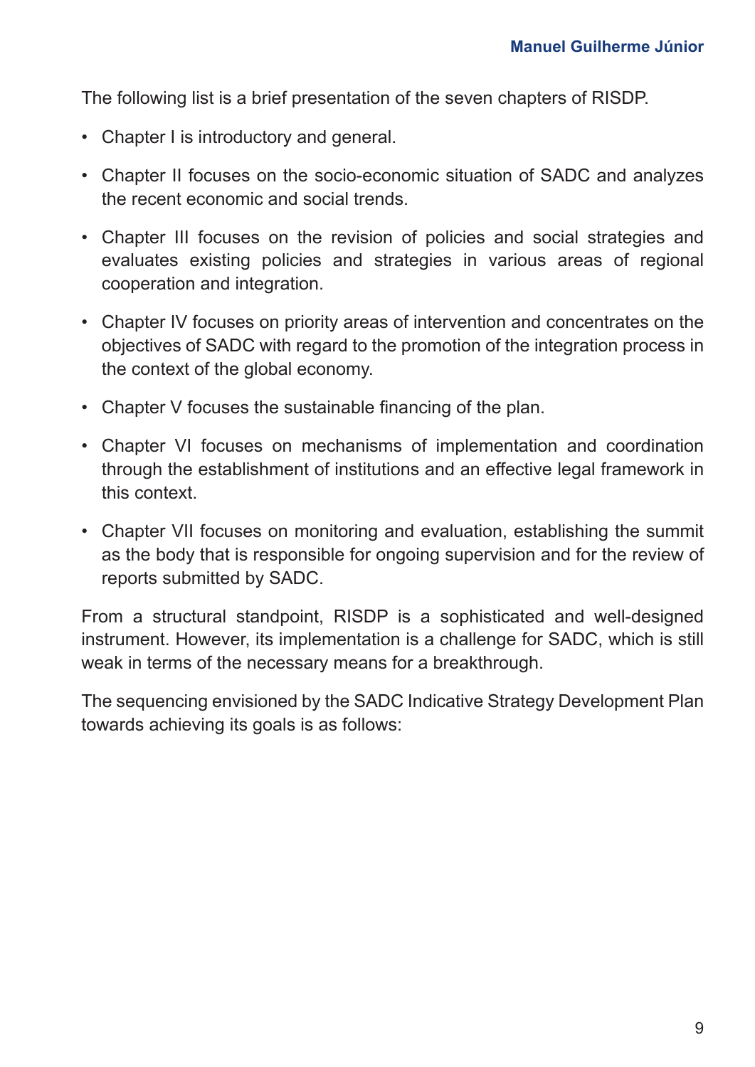The following list is a brief presentation of the seven chapters of RISDP.

- Chapter I is introductory and general.
- Chapter II focuses on the socio-economic situation of SADC and analyzes the recent economic and social trends.
- Chapter III focuses on the revision of policies and social strategies and evaluates existing policies and strategies in various areas of regional cooperation and integration.
- Chapter IV focuses on priority areas of intervention and concentrates on the objectives of SADC with regard to the promotion of the integration process in the context of the global economy.
- Chapter V focuses the sustainable financing of the plan.
- Chapter VI focuses on mechanisms of implementation and coordination through the establishment of institutions and an effective legal framework in this context.
- Chapter VII focuses on monitoring and evaluation, establishing the summit as the body that is responsible for ongoing supervision and for the review of reports submitted by SADC.

From a structural standpoint, RISDP is a sophisticated and well-designed instrument. However, its implementation is a challenge for SADC, which is still weak in terms of the necessary means for a breakthrough.

The sequencing envisioned by the SADC Indicative Strategy Development Plan towards achieving its goals is as follows: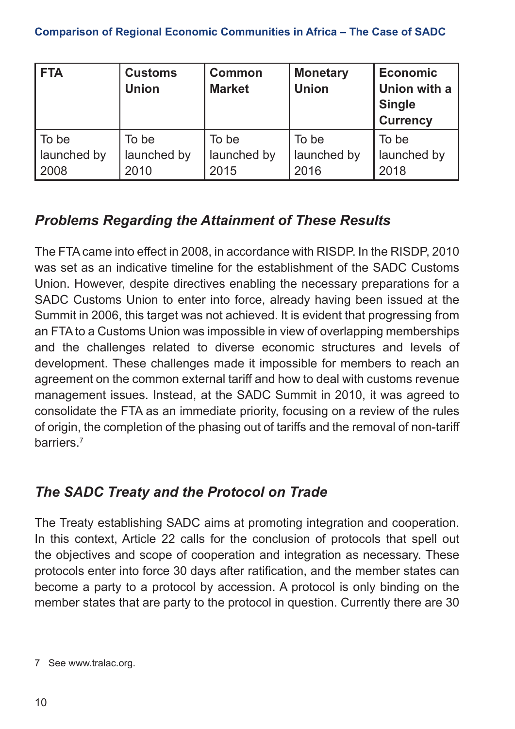| FTA | Customs Union | Common Market | Monetary Union | Economic Union with a Single Currency |
|---|---|---|---|---|
| To be launched by 2008 | To be launched by 2010 | To be launched by 2015 | To be launched by 2016 | To be launched by 2018 |

## *Problems Regarding the Attainment of These Results*

The FTA came into effect in 2008, in accordance with RISDP. In the RISDP, 2010 was set as an indicative timeline for the establishment of the SADC Customs Union. However, despite directives enabling the necessary preparations for a SADC Customs Union to enter into force, already having been issued at the Summit in 2006, this target was not achieved. It is evident that progressing from an FTA to a Customs Union was impossible in view of overlapping memberships and the challenges related to diverse economic structures and levels of development. These challenges made it impossible for members to reach an agreement on the common external tariff and how to deal with customs revenue management issues. Instead, at the SADC Summit in 2010, it was agreed to consolidate the FTA as an immediate priority, focusing on a review of the rules of origin, the completion of the phasing out of tariffs and the removal of non-tariff barriers.[7]

## *The SADC Treaty and the Protocol on Trade*

The Treaty establishing SADC aims at promoting integration and cooperation. In this context, Article 22 calls for the conclusion of protocols that spell out the objectives and scope of cooperation and integration as necessary. These protocols enter into force 30 days after ratification, and the member states can become a party to a protocol by accession. A protocol is only binding on the member states that are party to the protocol in question. Currently there are 30

7 See www.tralac.org.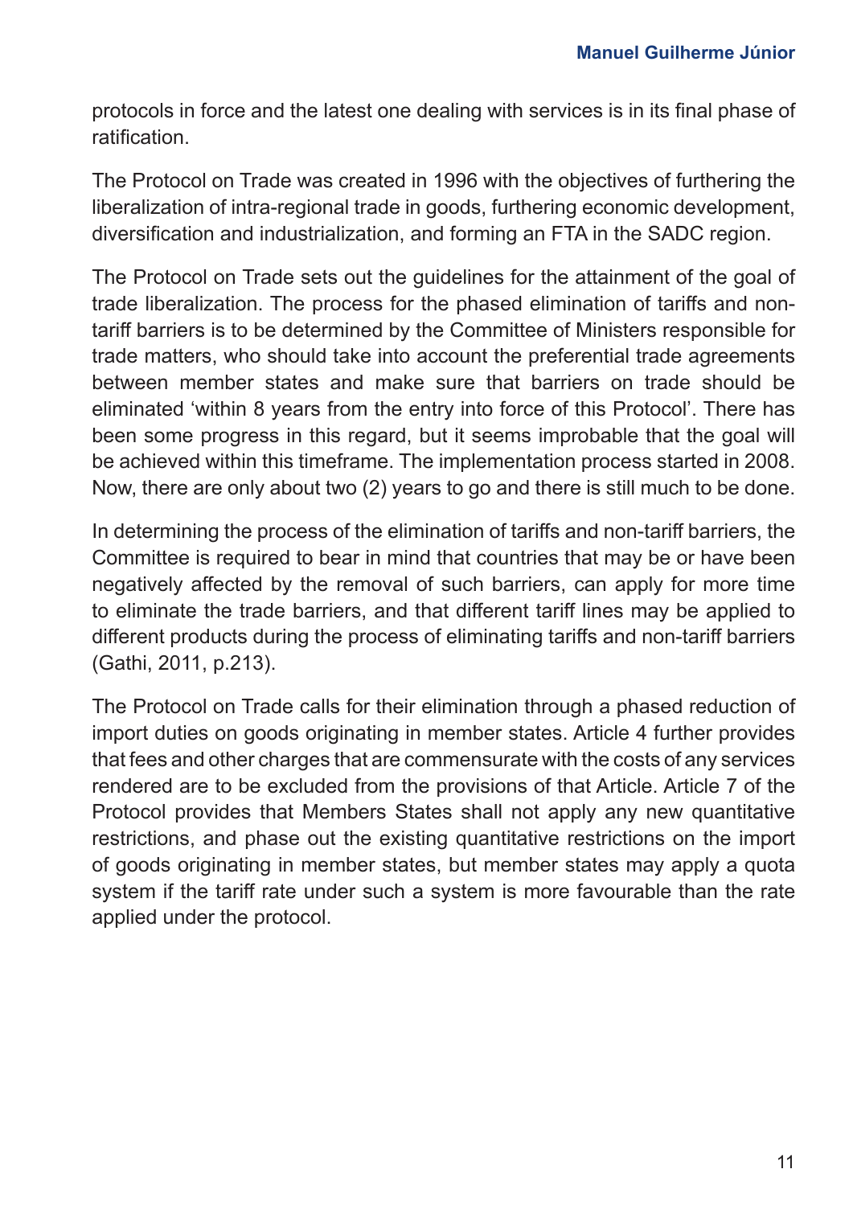protocols in force and the latest one dealing with services is in its final phase of ratification.

The Protocol on Trade was created in 1996 with the objectives of furthering the liberalization of intra-regional trade in goods, furthering economic development, diversification and industrialization, and forming an FTA in the SADC region.

The Protocol on Trade sets out the guidelines for the attainment of the goal of trade liberalization. The process for the phased elimination of tariffs and non-tariff barriers is to be determined by the Committee of Ministers responsible for trade matters, who should take into account the preferential trade agreements between member states and make sure that barriers on trade should be eliminated 'within 8 years from the entry into force of this Protocol'. There has been some progress in this regard, but it seems improbable that the goal will be achieved within this timeframe. The implementation process started in 2008. Now, there are only about two (2) years to go and there is still much to be done.

In determining the process of the elimination of tariffs and non-tariff barriers, the Committee is required to bear in mind that countries that may be or have been negatively affected by the removal of such barriers, can apply for more time to eliminate the trade barriers, and that different tariff lines may be applied to different products during the process of eliminating tariffs and non-tariff barriers (Gathi, 2011, p.213).

The Protocol on Trade calls for their elimination through a phased reduction of import duties on goods originating in member states. Article 4 further provides that fees and other charges that are commensurate with the costs of any services rendered are to be excluded from the provisions of that Article. Article 7 of the Protocol provides that Members States shall not apply any new quantitative restrictions, and phase out the existing quantitative restrictions on the import of goods originating in member states, but member states may apply a quota system if the tariff rate under such a system is more favourable than the rate applied under the protocol.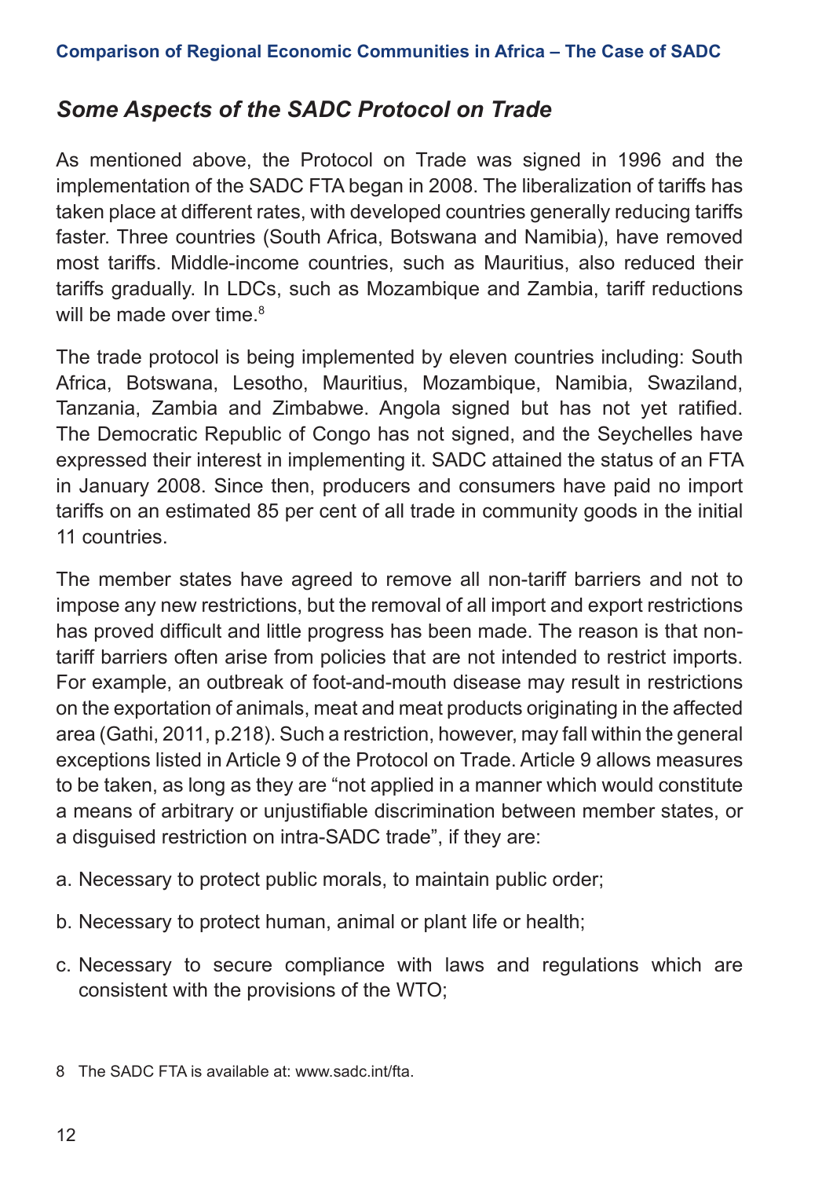## *Some Aspects of the SADC Protocol on Trade*

As mentioned above, the Protocol on Trade was signed in 1996 and the implementation of the SADC FTA began in 2008. The liberalization of tariffs has taken place at different rates, with developed countries generally reducing tariffs faster. Three countries (South Africa, Botswana and Namibia), have removed most tariffs. Middle-income countries, such as Mauritius, also reduced their tariffs gradually. In LDCs, such as Mozambique and Zambia, tariff reductions will be made over time.[8]

The trade protocol is being implemented by eleven countries including: South Africa, Botswana, Lesotho, Mauritius, Mozambique, Namibia, Swaziland, Tanzania, Zambia and Zimbabwe. Angola signed but has not yet ratified. The Democratic Republic of Congo has not signed, and the Seychelles have expressed their interest in implementing it. SADC attained the status of an FTA in January 2008. Since then, producers and consumers have paid no import tariffs on an estimated 85 per cent of all trade in community goods in the initial 11 countries.

The member states have agreed to remove all non-tariff barriers and not to impose any new restrictions, but the removal of all import and export restrictions has proved difficult and little progress has been made. The reason is that non-tariff barriers often arise from policies that are not intended to restrict imports. For example, an outbreak of foot-and-mouth disease may result in restrictions on the exportation of animals, meat and meat products originating in the affected area (Gathi, 2011, p.218). Such a restriction, however, may fall within the general exceptions listed in Article 9 of the Protocol on Trade. Article 9 allows measures to be taken, as long as they are "not applied in a manner which would constitute a means of arbitrary or unjustifiable discrimination between member states, or a disguised restriction on intra-SADC trade", if they are:

a. Necessary to protect public morals, to maintain public order;

b. Necessary to protect human, animal or plant life or health;

c. Necessary to secure compliance with laws and regulations which are consistent with the provisions of the WTO;

8 The SADC FTA is available at: www.sadc.int/fta.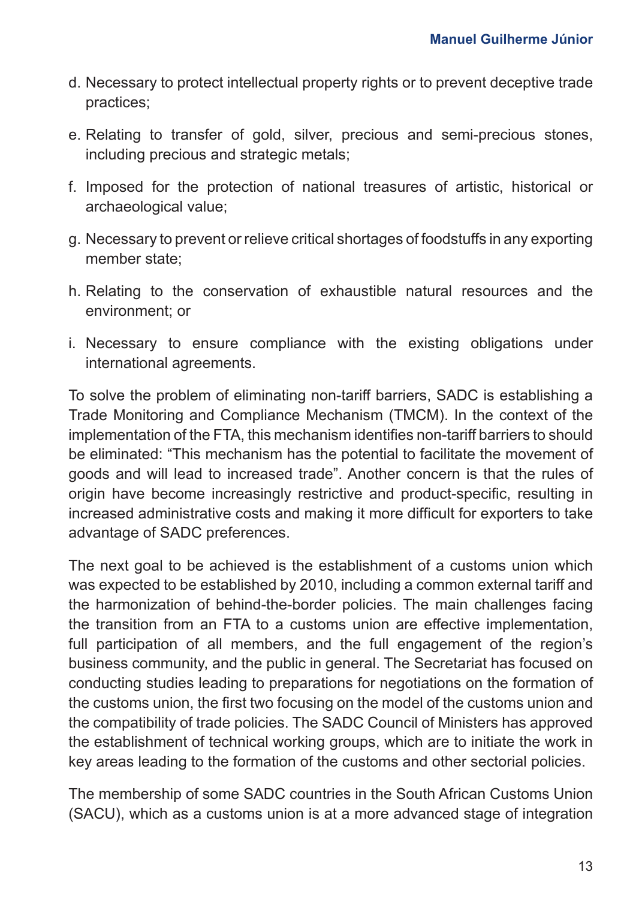d. Necessary to protect intellectual property rights or to prevent deceptive trade practices;

e. Relating to transfer of gold, silver, precious and semi-precious stones, including precious and strategic metals;

f. Imposed for the protection of national treasures of artistic, historical or archaeological value;

g. Necessary to prevent or relieve critical shortages of foodstuffs in any exporting member state;

h. Relating to the conservation of exhaustible natural resources and the environment; or

i. Necessary to ensure compliance with the existing obligations under international agreements.

To solve the problem of eliminating non-tariff barriers, SADC is establishing a Trade Monitoring and Compliance Mechanism (TMCM). In the context of the implementation of the FTA, this mechanism identifies non-tariff barriers to should be eliminated: "This mechanism has the potential to facilitate the movement of goods and will lead to increased trade". Another concern is that the rules of origin have become increasingly restrictive and product-specific, resulting in increased administrative costs and making it more difficult for exporters to take advantage of SADC preferences.

The next goal to be achieved is the establishment of a customs union which was expected to be established by 2010, including a common external tariff and the harmonization of behind-the-border policies. The main challenges facing the transition from an FTA to a customs union are effective implementation, full participation of all members, and the full engagement of the region's business community, and the public in general. The Secretariat has focused on conducting studies leading to preparations for negotiations on the formation of the customs union, the first two focusing on the model of the customs union and the compatibility of trade policies. The SADC Council of Ministers has approved the establishment of technical working groups, which are to initiate the work in key areas leading to the formation of the customs and other sectorial policies.

The membership of some SADC countries in the South African Customs Union (SACU), which as a customs union is at a more advanced stage of integration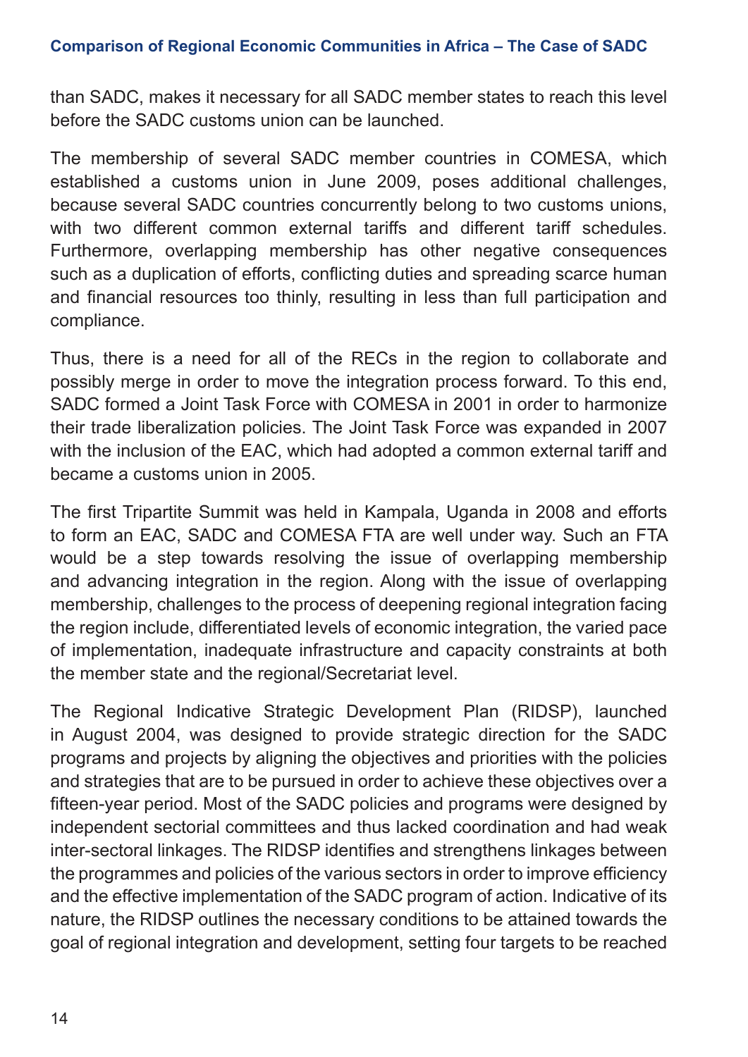than SADC, makes it necessary for all SADC member states to reach this level before the SADC customs union can be launched.

The membership of several SADC member countries in COMESA, which established a customs union in June 2009, poses additional challenges, because several SADC countries concurrently belong to two customs unions, with two different common external tariffs and different tariff schedules. Furthermore, overlapping membership has other negative consequences such as a duplication of efforts, conflicting duties and spreading scarce human and financial resources too thinly, resulting in less than full participation and compliance.

Thus, there is a need for all of the RECs in the region to collaborate and possibly merge in order to move the integration process forward. To this end, SADC formed a Joint Task Force with COMESA in 2001 in order to harmonize their trade liberalization policies. The Joint Task Force was expanded in 2007 with the inclusion of the EAC, which had adopted a common external tariff and became a customs union in 2005.

The first Tripartite Summit was held in Kampala, Uganda in 2008 and efforts to form an EAC, SADC and COMESA FTA are well under way. Such an FTA would be a step towards resolving the issue of overlapping membership and advancing integration in the region. Along with the issue of overlapping membership, challenges to the process of deepening regional integration facing the region include, differentiated levels of economic integration, the varied pace of implementation, inadequate infrastructure and capacity constraints at both the member state and the regional/Secretariat level.

The Regional Indicative Strategic Development Plan (RIDSP), launched in August 2004, was designed to provide strategic direction for the SADC programs and projects by aligning the objectives and priorities with the policies and strategies that are to be pursued in order to achieve these objectives over a fifteen-year period. Most of the SADC policies and programs were designed by independent sectorial committees and thus lacked coordination and had weak inter-sectoral linkages. The RIDSP identifies and strengthens linkages between the programmes and policies of the various sectors in order to improve efficiency and the effective implementation of the SADC program of action. Indicative of its nature, the RIDSP outlines the necessary conditions to be attained towards the goal of regional integration and development, setting four targets to be reached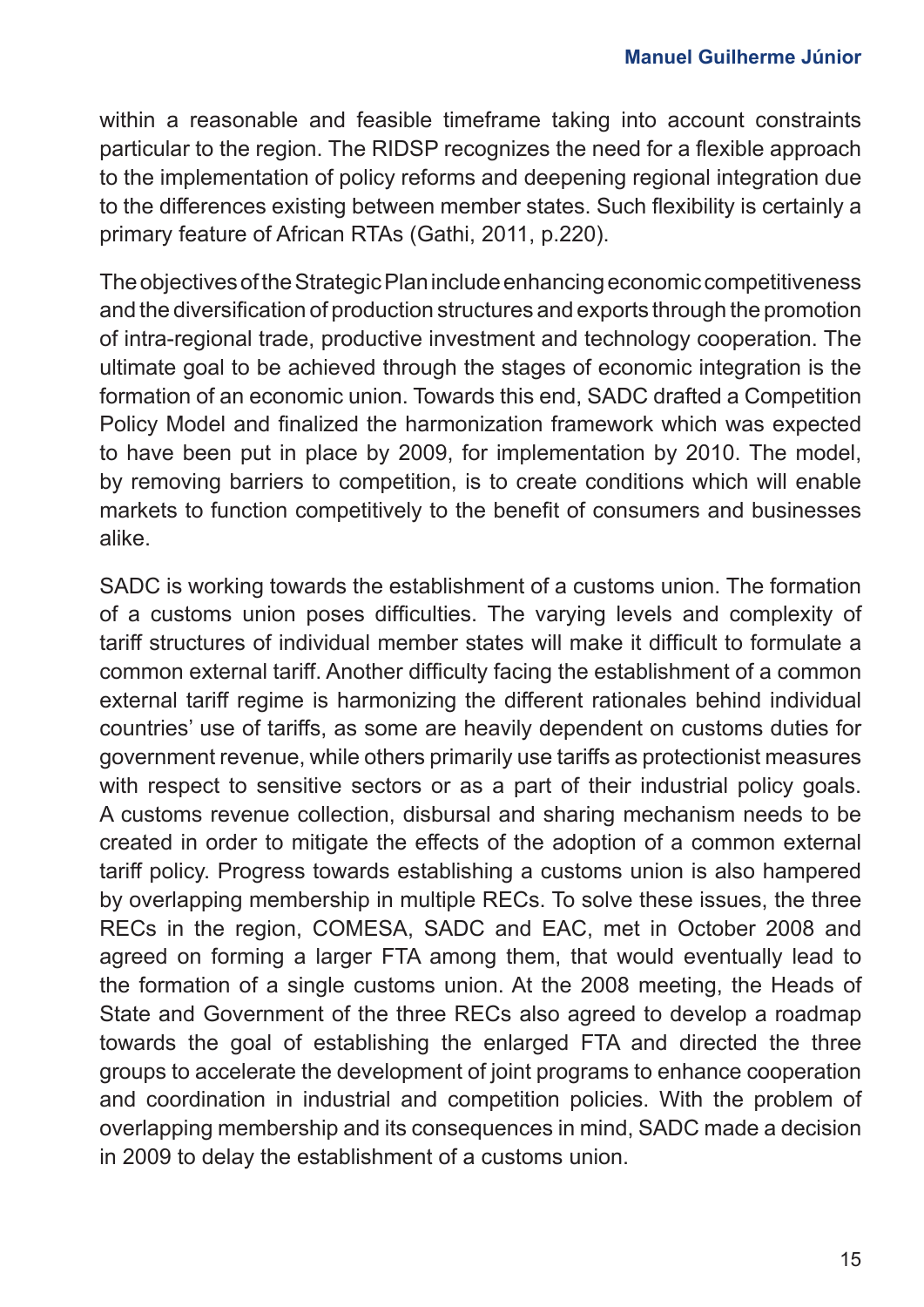within a reasonable and feasible timeframe taking into account constraints particular to the region. The RIDSP recognizes the need for a flexible approach to the implementation of policy reforms and deepening regional integration due to the differences existing between member states. Such flexibility is certainly a primary feature of African RTAs (Gathi, 2011, p.220).

The objectives of the Strategic Plan include enhancing economic competitiveness and the diversification of production structures and exports through the promotion of intra-regional trade, productive investment and technology cooperation. The ultimate goal to be achieved through the stages of economic integration is the formation of an economic union. Towards this end, SADC drafted a Competition Policy Model and finalized the harmonization framework which was expected to have been put in place by 2009, for implementation by 2010. The model, by removing barriers to competition, is to create conditions which will enable markets to function competitively to the benefit of consumers and businesses alike.

SADC is working towards the establishment of a customs union. The formation of a customs union poses difficulties. The varying levels and complexity of tariff structures of individual member states will make it difficult to formulate a common external tariff. Another difficulty facing the establishment of a common external tariff regime is harmonizing the different rationales behind individual countries' use of tariffs, as some are heavily dependent on customs duties for government revenue, while others primarily use tariffs as protectionist measures with respect to sensitive sectors or as a part of their industrial policy goals. A customs revenue collection, disbursal and sharing mechanism needs to be created in order to mitigate the effects of the adoption of a common external tariff policy. Progress towards establishing a customs union is also hampered by overlapping membership in multiple RECs. To solve these issues, the three RECs in the region, COMESA, SADC and EAC, met in October 2008 and agreed on forming a larger FTA among them, that would eventually lead to the formation of a single customs union. At the 2008 meeting, the Heads of State and Government of the three RECs also agreed to develop a roadmap towards the goal of establishing the enlarged FTA and directed the three groups to accelerate the development of joint programs to enhance cooperation and coordination in industrial and competition policies. With the problem of overlapping membership and its consequences in mind, SADC made a decision in 2009 to delay the establishment of a customs union.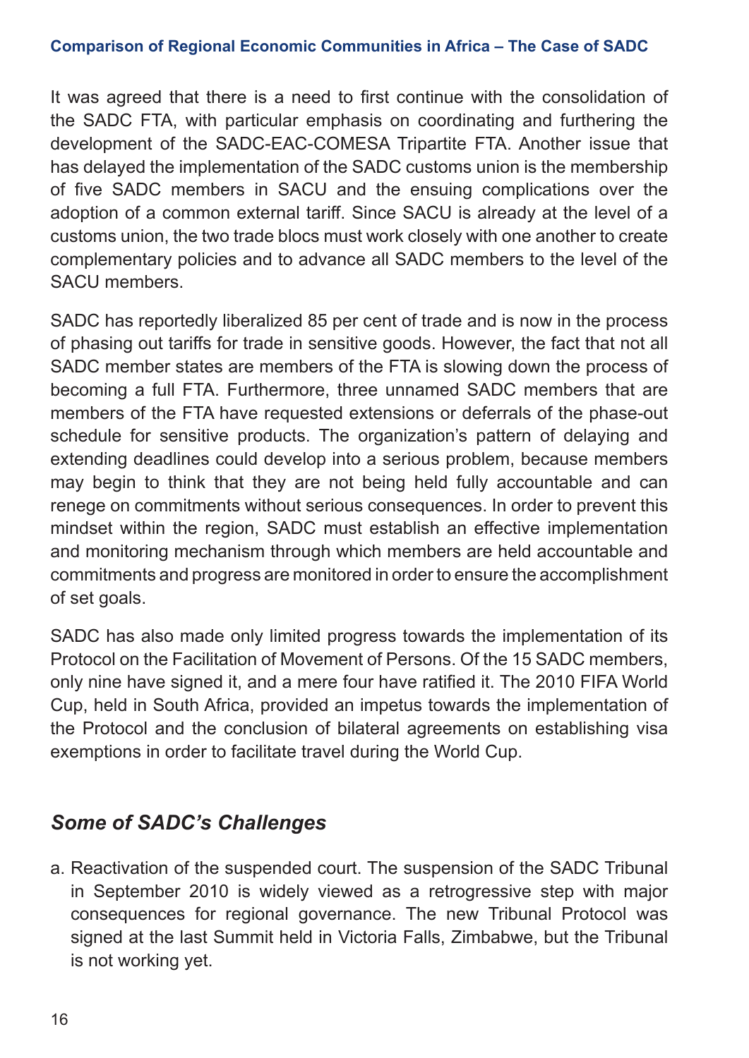It was agreed that there is a need to first continue with the consolidation of the SADC FTA, with particular emphasis on coordinating and furthering the development of the SADC-EAC-COMESA Tripartite FTA. Another issue that has delayed the implementation of the SADC customs union is the membership of five SADC members in SACU and the ensuing complications over the adoption of a common external tariff. Since SACU is already at the level of a customs union, the two trade blocs must work closely with one another to create complementary policies and to advance all SADC members to the level of the SACU members.

SADC has reportedly liberalized 85 per cent of trade and is now in the process of phasing out tariffs for trade in sensitive goods. However, the fact that not all SADC member states are members of the FTA is slowing down the process of becoming a full FTA. Furthermore, three unnamed SADC members that are members of the FTA have requested extensions or deferrals of the phase-out schedule for sensitive products. The organization's pattern of delaying and extending deadlines could develop into a serious problem, because members may begin to think that they are not being held fully accountable and can renege on commitments without serious consequences. In order to prevent this mindset within the region, SADC must establish an effective implementation and monitoring mechanism through which members are held accountable and commitments and progress are monitored in order to ensure the accomplishment of set goals.

SADC has also made only limited progress towards the implementation of its Protocol on the Facilitation of Movement of Persons. Of the 15 SADC members, only nine have signed it, and a mere four have ratified it. The 2010 FIFA World Cup, held in South Africa, provided an impetus towards the implementation of the Protocol and the conclusion of bilateral agreements on establishing visa exemptions in order to facilitate travel during the World Cup.

## *Some of SADC's Challenges*

a. Reactivation of the suspended court. The suspension of the SADC Tribunal in September 2010 is widely viewed as a retrogressive step with major consequences for regional governance. The new Tribunal Protocol was signed at the last Summit held in Victoria Falls, Zimbabwe, but the Tribunal is not working yet.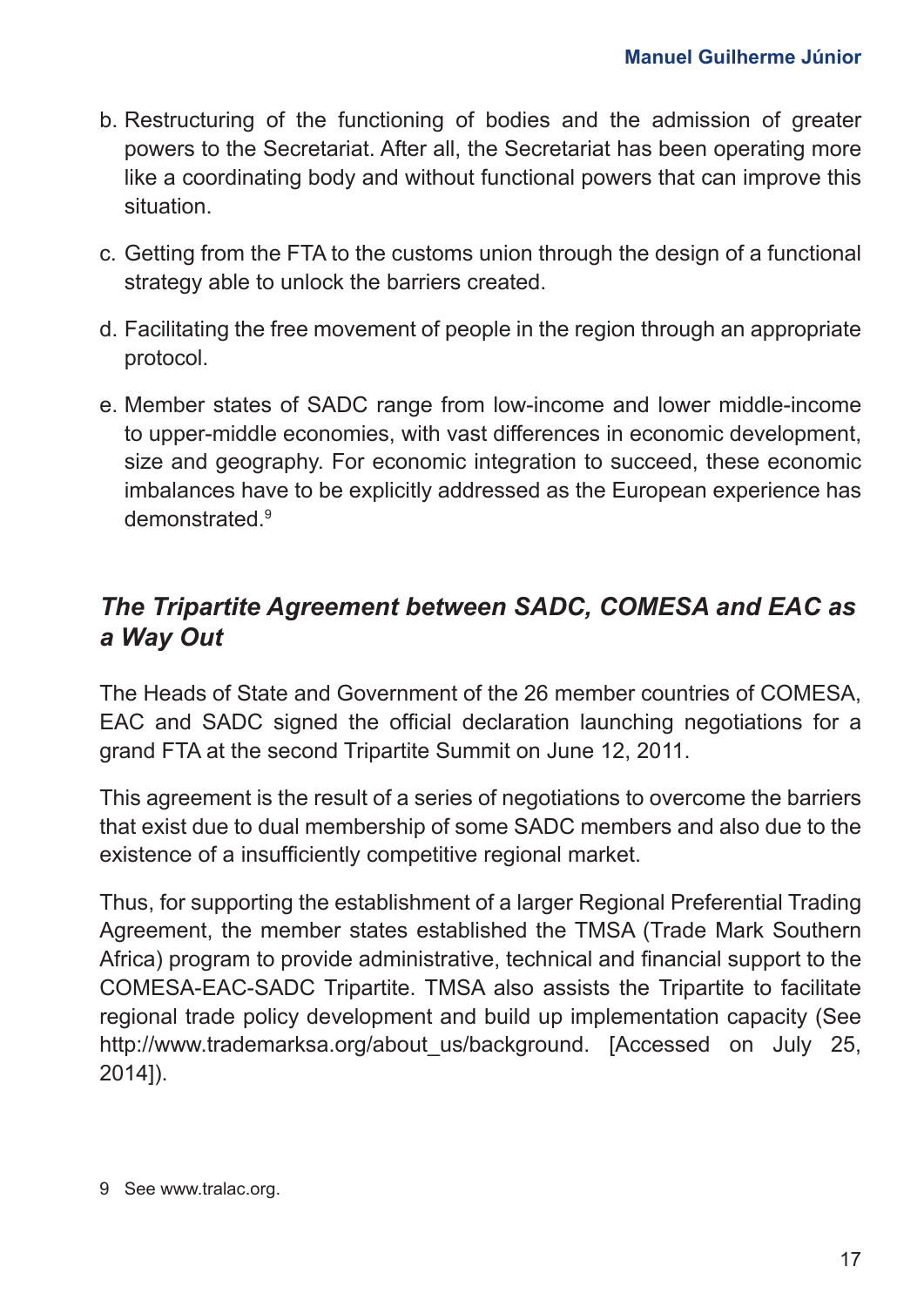b. Restructuring of the functioning of bodies and the admission of greater powers to the Secretariat. After all, the Secretariat has been operating more like a coordinating body and without functional powers that can improve this situation.

c. Getting from the FTA to the customs union through the design of a functional strategy able to unlock the barriers created.

d. Facilitating the free movement of people in the region through an appropriate protocol.

e. Member states of SADC range from low-income and lower middle-income to upper-middle economies, with vast differences in economic development, size and geography. For economic integration to succeed, these economic imbalances have to be explicitly addressed as the European experience has demonstrated.[9]

## *The Tripartite Agreement between SADC, COMESA and EAC as a Way Out*

The Heads of State and Government of the 26 member countries of COMESA, EAC and SADC signed the official declaration launching negotiations for a grand FTA at the second Tripartite Summit on June 12, 2011.

This agreement is the result of a series of negotiations to overcome the barriers that exist due to dual membership of some SADC members and also due to the existence of a insufficiently competitive regional market.

Thus, for supporting the establishment of a larger Regional Preferential Trading Agreement, the member states established the TMSA (Trade Mark Southern Africa) program to provide administrative, technical and financial support to the COMESA-EAC-SADC Tripartite. TMSA also assists the Tripartite to facilitate regional trade policy development and build up implementation capacity (See http://www.trademarksa.org/about_us/background. [Accessed on July 25, 2014]).

9 See www.tralac.org.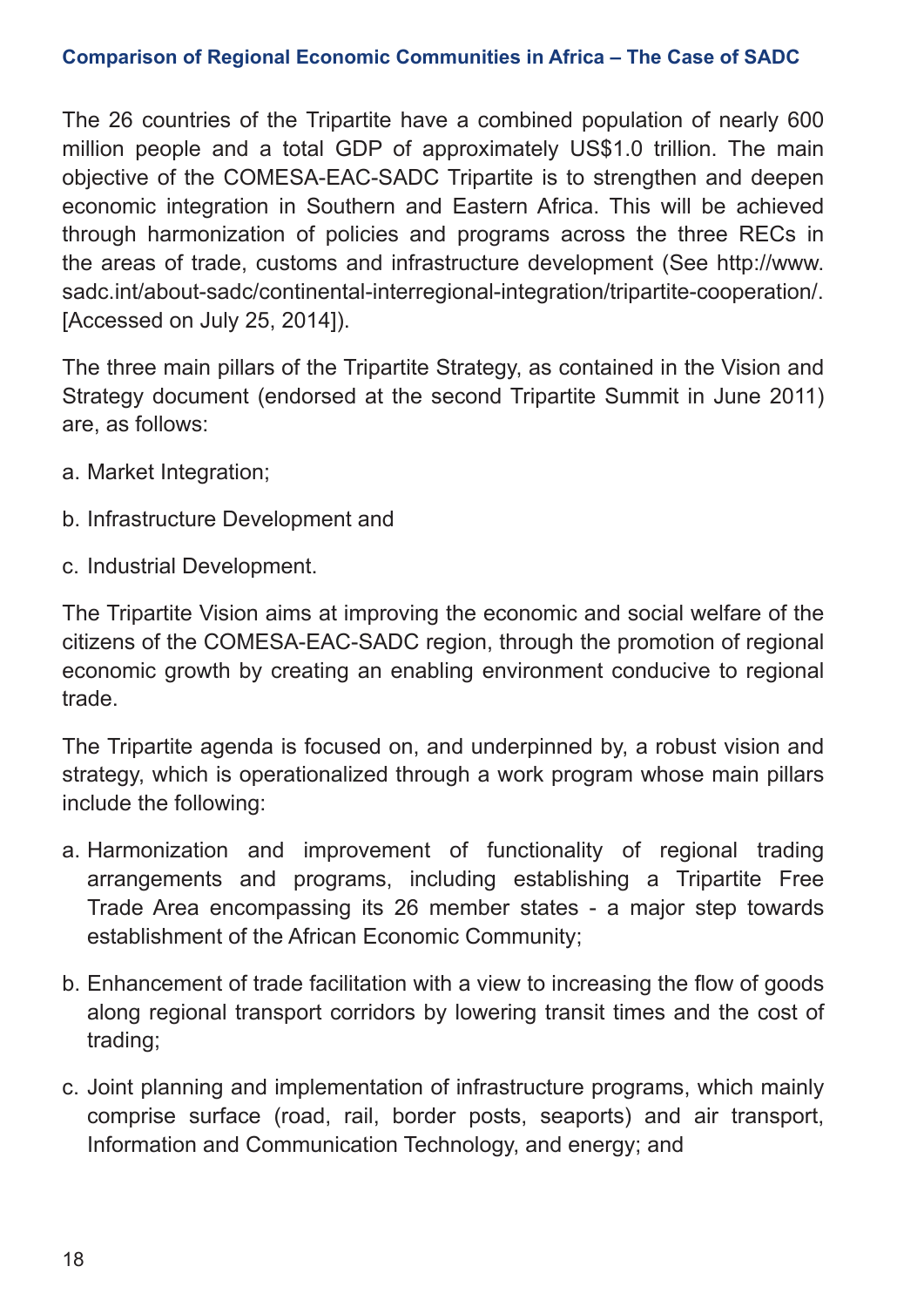The 26 countries of the Tripartite have a combined population of nearly 600 million people and a total GDP of approximately US$1.0 trillion. The main objective of the COMESA-EAC-SADC Tripartite is to strengthen and deepen economic integration in Southern and Eastern Africa. This will be achieved through harmonization of policies and programs across the three RECs in the areas of trade, customs and infrastructure development (See http://www.sadc.int/about-sadc/continental-interregional-integration/tripartite-cooperation/. [Accessed on July 25, 2014]).

The three main pillars of the Tripartite Strategy, as contained in the Vision and Strategy document (endorsed at the second Tripartite Summit in June 2011) are, as follows:

a. Market Integration;

b. Infrastructure Development and

c. Industrial Development.

The Tripartite Vision aims at improving the economic and social welfare of the citizens of the COMESA-EAC-SADC region, through the promotion of regional economic growth by creating an enabling environment conducive to regional trade.

The Tripartite agenda is focused on, and underpinned by, a robust vision and strategy, which is operationalized through a work program whose main pillars include the following:

a. Harmonization and improvement of functionality of regional trading arrangements and programs, including establishing a Tripartite Free Trade Area encompassing its 26 member states - a major step towards establishment of the African Economic Community;

b. Enhancement of trade facilitation with a view to increasing the flow of goods along regional transport corridors by lowering transit times and the cost of trading;

c. Joint planning and implementation of infrastructure programs, which mainly comprise surface (road, rail, border posts, seaports) and air transport, Information and Communication Technology, and energy; and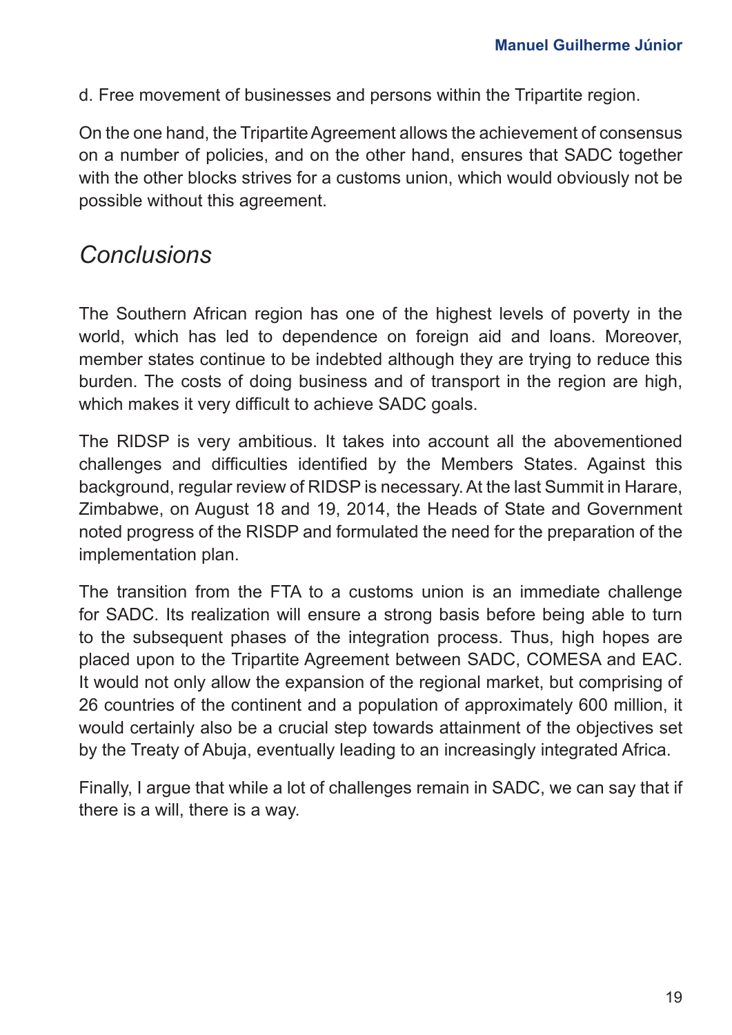d. Free movement of businesses and persons within the Tripartite region.

On the one hand, the Tripartite Agreement allows the achievement of consensus on a number of policies, and on the other hand, ensures that SADC together with the other blocks strives for a customs union, which would obviously not be possible without this agreement.

## *Conclusions*

The Southern African region has one of the highest levels of poverty in the world, which has led to dependence on foreign aid and loans. Moreover, member states continue to be indebted although they are trying to reduce this burden. The costs of doing business and of transport in the region are high, which makes it very difficult to achieve SADC goals.

The RIDSP is very ambitious. It takes into account all the abovementioned challenges and difficulties identified by the Members States. Against this background, regular review of RIDSP is necessary. At the last Summit in Harare, Zimbabwe, on August 18 and 19, 2014, the Heads of State and Government noted progress of the RISDP and formulated the need for the preparation of the implementation plan.

The transition from the FTA to a customs union is an immediate challenge for SADC. Its realization will ensure a strong basis before being able to turn to the subsequent phases of the integration process. Thus, high hopes are placed upon to the Tripartite Agreement between SADC, COMESA and EAC. It would not only allow the expansion of the regional market, but comprising of 26 countries of the continent and a population of approximately 600 million, it would certainly also be a crucial step towards attainment of the objectives set by the Treaty of Abuja, eventually leading to an increasingly integrated Africa.

Finally, I argue that while a lot of challenges remain in SADC, we can say that if there is a will, there is a way.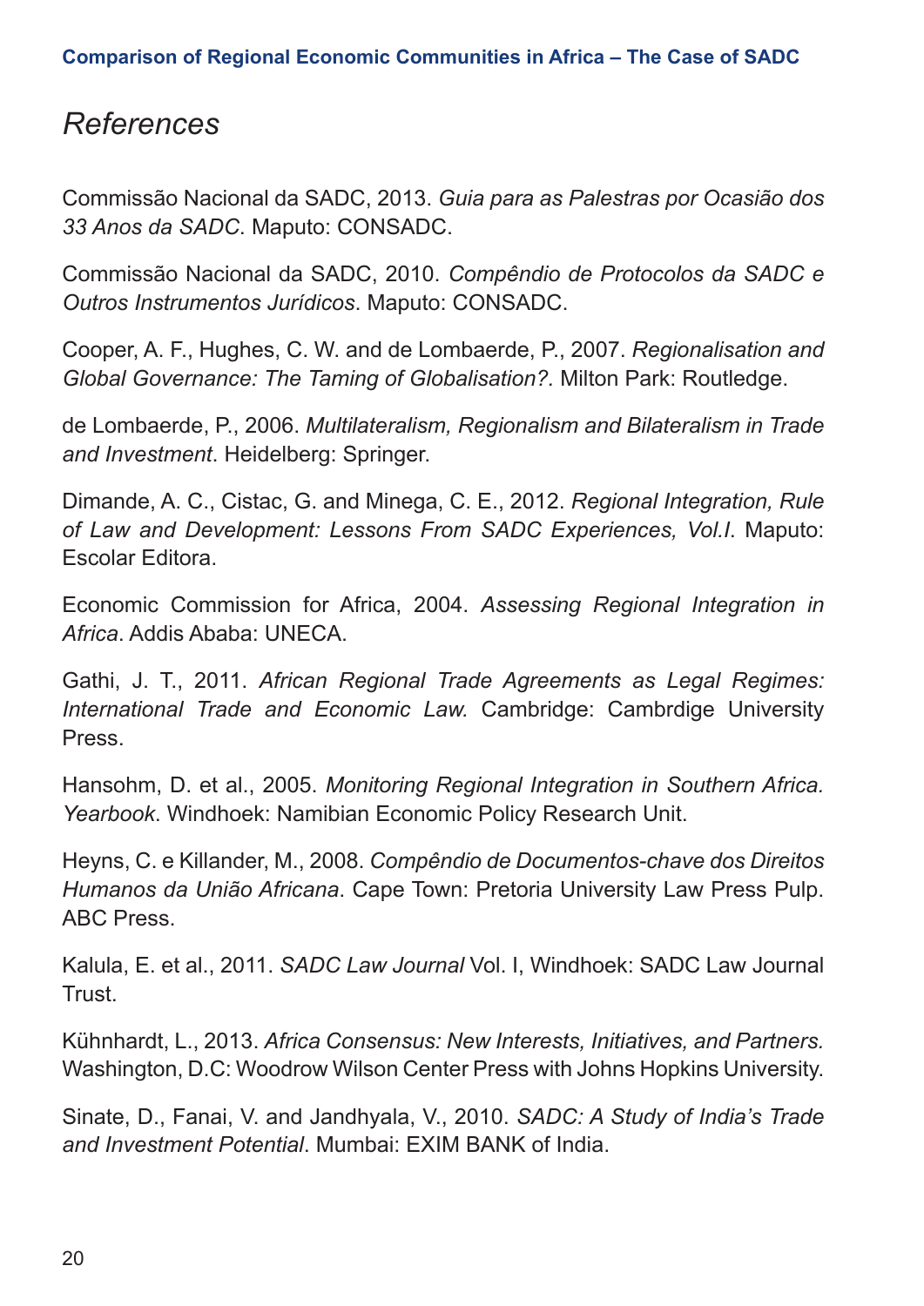# *References*

Commissão Nacional da SADC, 2013. *Guia para as Palestras por Ocasião dos 33 Anos da SADC*. Maputo: CONSADC.

Commissão Nacional da SADC, 2010. *Compêndio de Protocolos da SADC e Outros Instrumentos Jurídicos*. Maputo: CONSADC.

Cooper, A. F., Hughes, C. W. and de Lombaerde, P., 2007. *Regionalisation and Global Governance: The Taming of Globalisation?.* Milton Park: Routledge.

de Lombaerde, P., 2006. *Multilateralism, Regionalism and Bilateralism in Trade and Investment*. Heidelberg: Springer.

Dimande, A. C., Cistac, G. and Minega, C. E., 2012. *Regional Integration, Rule of Law and Development: Lessons From SADC Experiences, Vol.I*. Maputo: Escolar Editora.

Economic Commission for Africa, 2004. *Assessing Regional Integration in Africa*. Addis Ababa: UNECA.

Gathi, J. T., 2011. *African Regional Trade Agreements as Legal Regimes: International Trade and Economic Law.* Cambridge: Cambrdige University Press.

Hansohm, D. et al., 2005. *Monitoring Regional Integration in Southern Africa. Yearbook*. Windhoek: Namibian Economic Policy Research Unit.

Heyns, C. e Killander, M., 2008. *Compêndio de Documentos-chave dos Direitos Humanos da União Africana*. Cape Town: Pretoria University Law Press Pulp. ABC Press.

Kalula, E. et al., 2011. *SADC Law Journal* Vol. I, Windhoek: SADC Law Journal Trust.

Kühnhardt, L., 2013. *Africa Consensus: New Interests, Initiatives, and Partners.* Washington, D.C: Woodrow Wilson Center Press with Johns Hopkins University.

Sinate, D., Fanai, V. and Jandhyala, V., 2010. *SADC: A Study of India's Trade and Investment Potential*. Mumbai: EXIM BANK of India.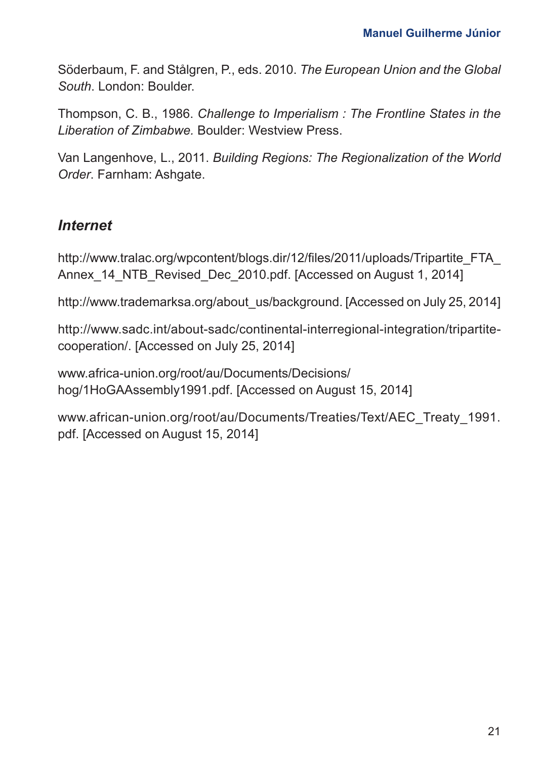Söderbaum, F. and Stålgren, P., eds. 2010. *The European Union and the Global South*. London: Boulder.

Thompson, C. B., 1986. *Challenge to Imperialism : The Frontline States in the Liberation of Zimbabwe.* Boulder: Westview Press.

Van Langenhove, L., 2011. *Building Regions: The Regionalization of the World Order*. Farnham: Ashgate.

### *Internet*

http://www.tralac.org/wpcontent/blogs.dir/12/files/2011/uploads/Tripartite_FTA_Annex_14_NTB_Revised_Dec_2010.pdf. [Accessed on August 1, 2014]

http://www.trademarksa.org/about_us/background. [Accessed on July 25, 2014]

http://www.sadc.int/about-sadc/continental-interregional-integration/tripartite-cooperation/. [Accessed on July 25, 2014]

www.africa-union.org/root/au/Documents/Decisions/hog/1HoGAAssembly1991.pdf. [Accessed on August 15, 2014]

www.african-union.org/root/au/Documents/Treaties/Text/AEC_Treaty_1991.pdf. [Accessed on August 15, 2014]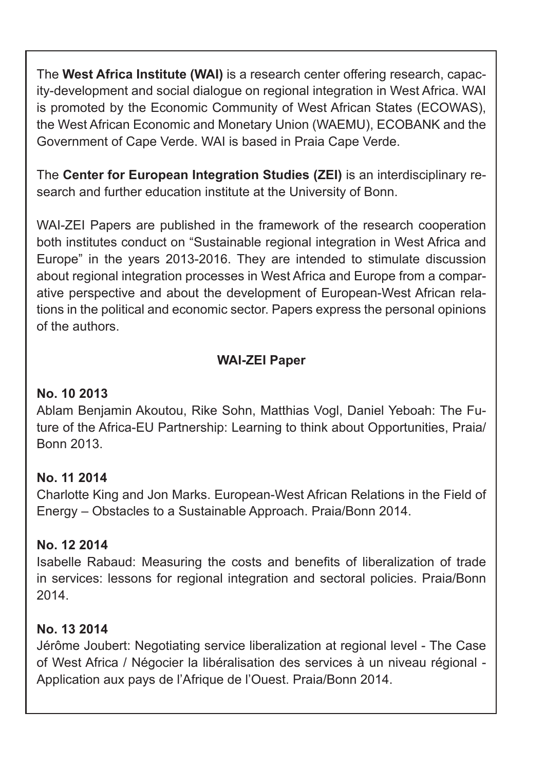The **West Africa Institute (WAI)** is a research center offering research, capacity-development and social dialogue on regional integration in West Africa. WAI is promoted by the Economic Community of West African States (ECOWAS), the West African Economic and Monetary Union (WAEMU), ECOBANK and the Government of Cape Verde. WAI is based in Praia Cape Verde.

The **Center for European Integration Studies (ZEI)** is an interdisciplinary research and further education institute at the University of Bonn.

WAI-ZEI Papers are published in the framework of the research cooperation both institutes conduct on "Sustainable regional integration in West Africa and Europe" in the years 2013-2016. They are intended to stimulate discussion about regional integration processes in West Africa and Europe from a comparative perspective and about the development of European-West African relations in the political and economic sector. Papers express the personal opinions of the authors.

**WAI-ZEI Paper**

**No. 10 2013**
Ablam Benjamin Akoutou, Rike Sohn, Matthias Vogl, Daniel Yeboah: The Future of the Africa-EU Partnership: Learning to think about Opportunities, Praia/Bonn 2013.

**No. 11 2014**
Charlotte King and Jon Marks. European-West African Relations in the Field of Energy – Obstacles to a Sustainable Approach. Praia/Bonn 2014.

**No. 12 2014**
Isabelle Rabaud: Measuring the costs and benefits of liberalization of trade in services: lessons for regional integration and sectoral policies. Praia/Bonn 2014.

**No. 13 2014**
Jérôme Joubert: Negotiating service liberalization at regional level - The Case of West Africa / Négocier la libéralisation des services à un niveau régional - Application aux pays de l'Afrique de l'Ouest. Praia/Bonn 2014.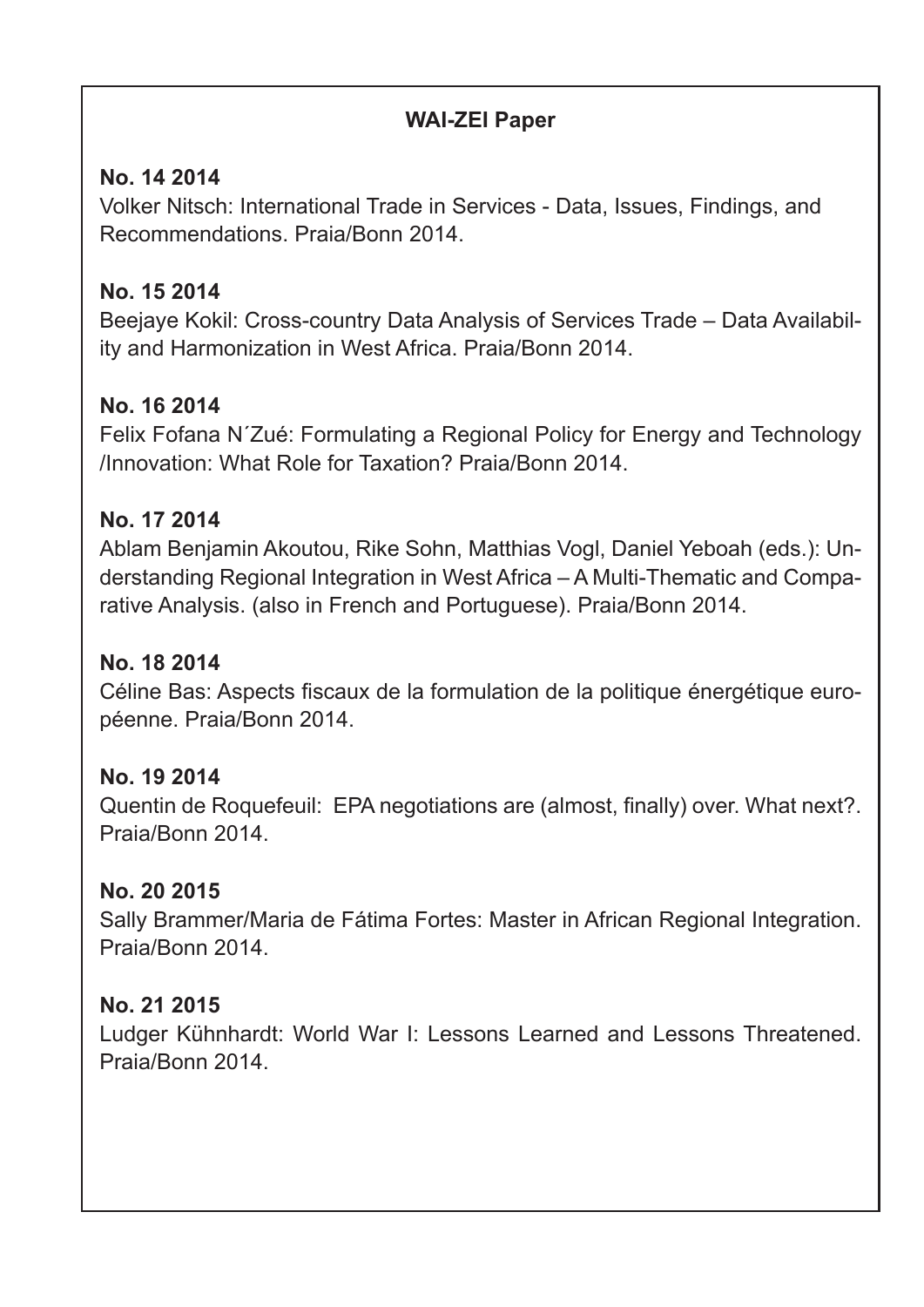**WAI-ZEI Paper**

**No. 14 2014**
Volker Nitsch: International Trade in Services - Data, Issues, Findings, and Recommendations. Praia/Bonn 2014.

**No. 15 2014**
Beejaye Kokil: Cross-country Data Analysis of Services Trade – Data Availability and Harmonization in West Africa. Praia/Bonn 2014.

**No. 16 2014**
Felix Fofana N´Zué: Formulating a Regional Policy for Energy and Technology /Innovation: What Role for Taxation? Praia/Bonn 2014.

**No. 17 2014**
Ablam Benjamin Akoutou, Rike Sohn, Matthias Vogl, Daniel Yeboah (eds.): Understanding Regional Integration in West Africa – A Multi-Thematic and Comparative Analysis. (also in French and Portuguese). Praia/Bonn 2014.

**No. 18 2014**
Céline Bas: Aspects fiscaux de la formulation de la politique énergétique européenne. Praia/Bonn 2014.

**No. 19 2014**
Quentin de Roquefeuil: EPA negotiations are (almost, finally) over. What next?. Praia/Bonn 2014.

**No. 20 2015**
Sally Brammer/Maria de Fátima Fortes: Master in African Regional Integration. Praia/Bonn 2014.

**No. 21 2015**
Ludger Kühnhardt: World War I: Lessons Learned and Lessons Threatened. Praia/Bonn 2014.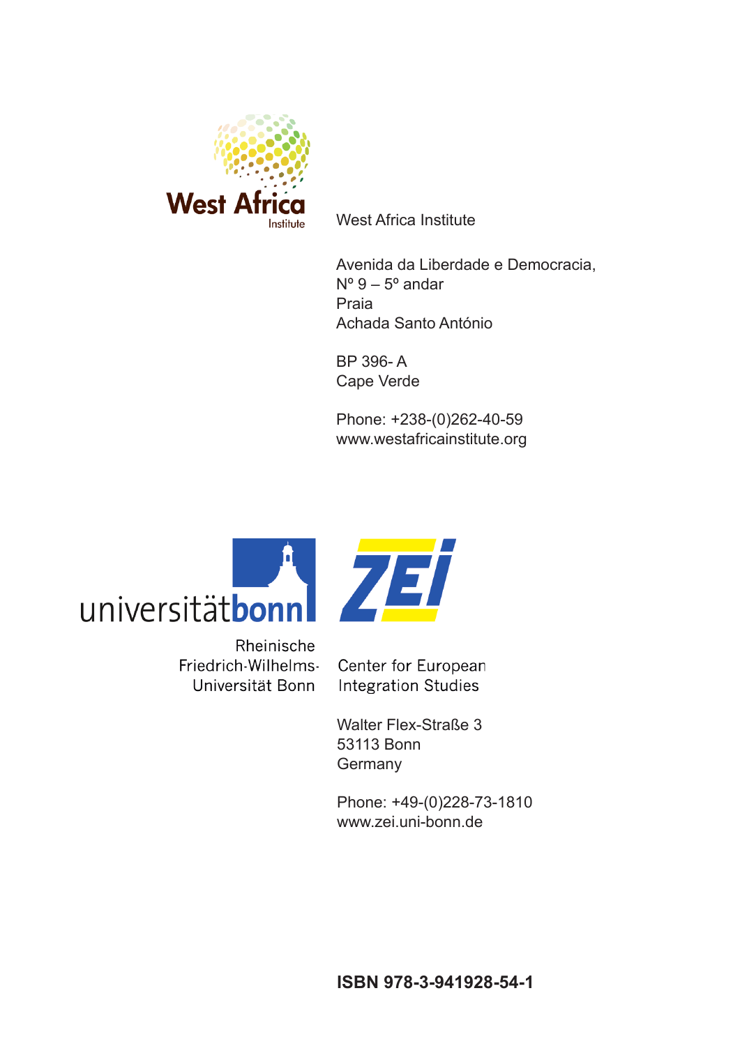West Africa Institute

Avenida da Liberdade e Democracia,
Nº 9 – 5º andar
Praia
Achada Santo António

BP 396- A
Cape Verde

Phone: +238-(0)262-40-59
www.westafricainstitute.org

universitätbonn

Rheinische
Friedrich-Wilhelms-
Universität Bonn

ZEI

Center for European
Integration Studies

Walter Flex-Straße 3
53113 Bonn
Germany

Phone: +49-(0)228-73-1810
www.zei.uni-bonn.de

**ISBN 978-3-941928-54-1**